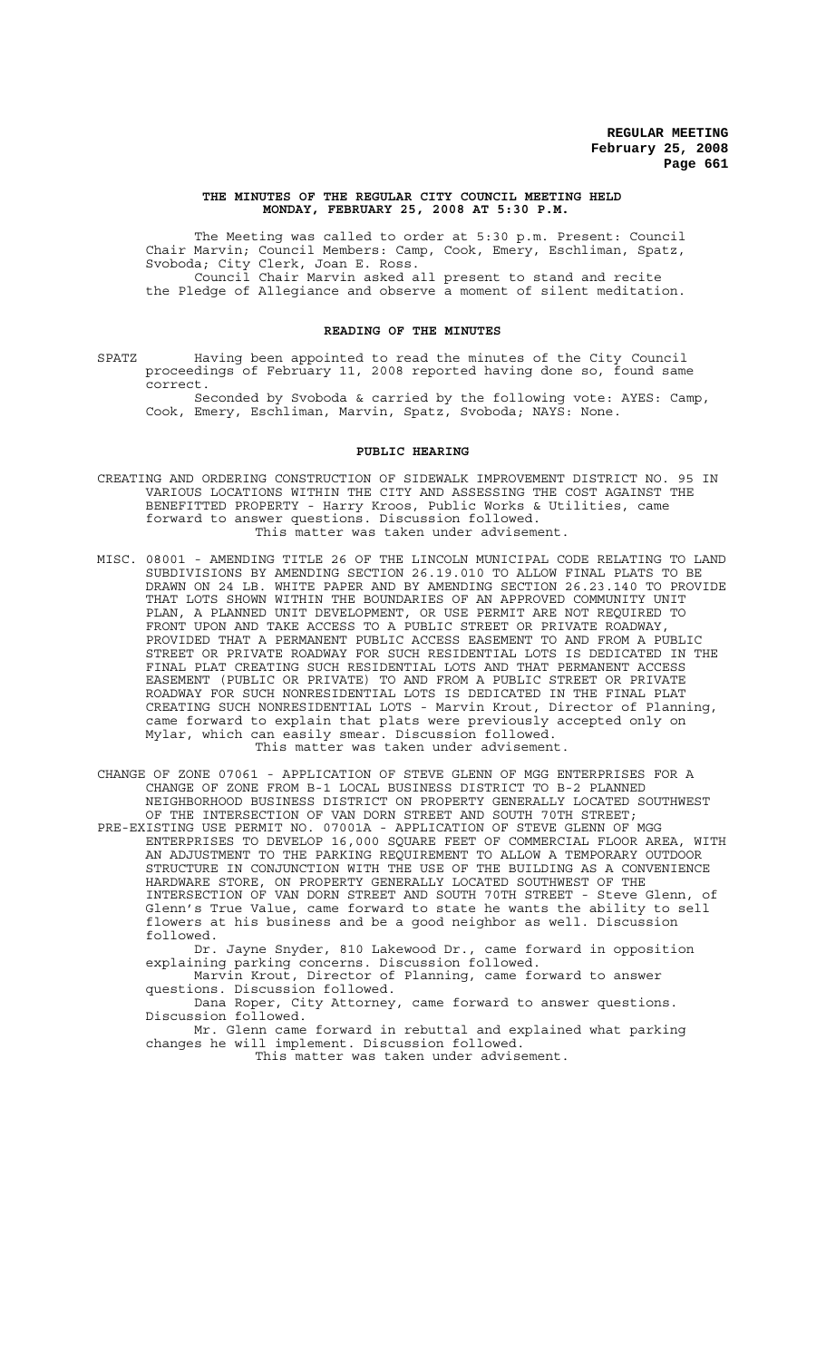# THE MINUTES OF THE REGULAR CITY COUNCIL MEETING HELD MONDAY, FEBRUARY 25, 2008 AT 5:30 P.M.

The Meeting was called to order at 5:30 p.m. Present: Council Chair Marvin; Council Members: Camp, Cook, Emery, Eschliman, Spatz, Svoboda; City Clerk, Joan E. Ross.

Council Chair Marvin asked all present to stand and recite the Pledge of Allegiance and observe a moment of silent meditation.

## READING OF THE MINUTES

SPATZ Having been appointed to read the minutes of the City Council proceedings of February 11, 2008 reported having done so, found same correct.

Seconded by Svoboda & carried by the following vote: AYES: Camp, Cook, Emery, Eschliman, Marvin, Spatz, Svoboda; NAYS: None.

## PUBLIC HEARING

CREATING AND ORDERING CONSTRUCTION OF SIDEWALK IMPROVEMENT DISTRICT NO. 95 IN VARIOUS LOCATIONS WITHIN THE CITY AND ASSESSING THE COST AGAINST THE BENEFITTED PROPERTY - Harry Kroos, Public Works & Utilities, came forward to answer questions. Discussion followed.

This matter was taken under advisement.

MISC. 08001 - AMENDING TITLE 26 OF THE LINCOLN MUNICIPAL CODE RELATING TO LAND SUBDIVISIONS BY AMENDING SECTION 26.19.010 TO ALLOW FINAL PLATS TO BE DRAWN ON 24 LB. WHITE PAPER AND BY AMENDING SECTION 26.23.140 TO PROVIDE THAT LOTS SHOWN WITHIN THE BOUNDARIES OF AN APPROVED COMMUNITY UNIT PLAN, A PLANNED UNIT DEVELOPMENT, OR USE PERMIT ARE NOT REQUIRED TO FRONT UPON AND TAKE ACCESS TO A PUBLIC STREET OR PRIVATE ROADWAY, PROVIDED THAT A PERMANENT PUBLIC ACCESS EASEMENT TO AND FROM A PUBLIC STREET OR PRIVATE ROADWAY FOR SUCH RESIDENTIAL LOTS IS DEDICATED IN THE FINAL PLAT CREATING SUCH RESIDENTIAL LOTS AND THAT PERMANENT ACCESS EASEMENT (PUBLIC OR PRIVATE) TO AND FROM A PUBLIC STREET OR PRIVATE ROADWAY FOR SUCH NONRESIDENTIAL LOTS IS DEDICATED IN THE FINAL PLAT CREATING SUCH NONRESIDENTIAL LOTS - Marvin Krout, Director of Planning, came forward to explain that plats were previously accepted only on Mylar, which can easily smear. Discussion followed.

This matter was taken under advisement.

CHANGE OF ZONE 07061 - APPLICATION OF STEVE GLENN OF MGG ENTERPRISES FOR A CHANGE OF ZONE FROM B-1 LOCAL BUSINESS DISTRICT TO B-2 PLANNED NEIGHBORHOOD BUSINESS DISTRICT ON PROPERTY GENERALLY LOCATED SOUTHWEST OF THE INTERSECTION OF VAN DORN STREET AND SOUTH 70TH STREET;

PRE-EXISTING USE PERMIT NO. 07001A - APPLICATION OF STEVE GLENN OF MGG ENTERPRISES TO DEVELOP 16,000 SQUARE FEET OF COMMERCIAL FLOOR AREA, WITH AN ADJUSTMENT TO THE PARKING REQUIREMENT TO ALLOW A TEMPORARY OUTDOOR STRUCTURE IN CONJUNCTION WITH THE USE OF THE BUILDING AS A CONVENIENCE HARDWARE STORE, ON PROPERTY GENERALLY LOCATED SOUTHWEST OF THE INTERSECTION OF VAN DORN STREET AND SOUTH 70TH STREET - Steve Glenn, of Glenn's True Value, came forward to state he wants the ability to sell flowers at his business and be a good neighbor as well. Discussion followed.

Dr. Jayne Snyder, 810 Lakewood Dr., came forward in opposition explaining parking concerns. Discussion followed.

Marvin Krout, Director of Planning, came forward to answer questions. Discussion followed.

Dana Roper, City Attorney, came forward to answer questions. Discussion followed.

Mr. Glenn came forward in rebuttal and explained what parking changes he will implement. Discussion followed.

This matter was taken under advisement.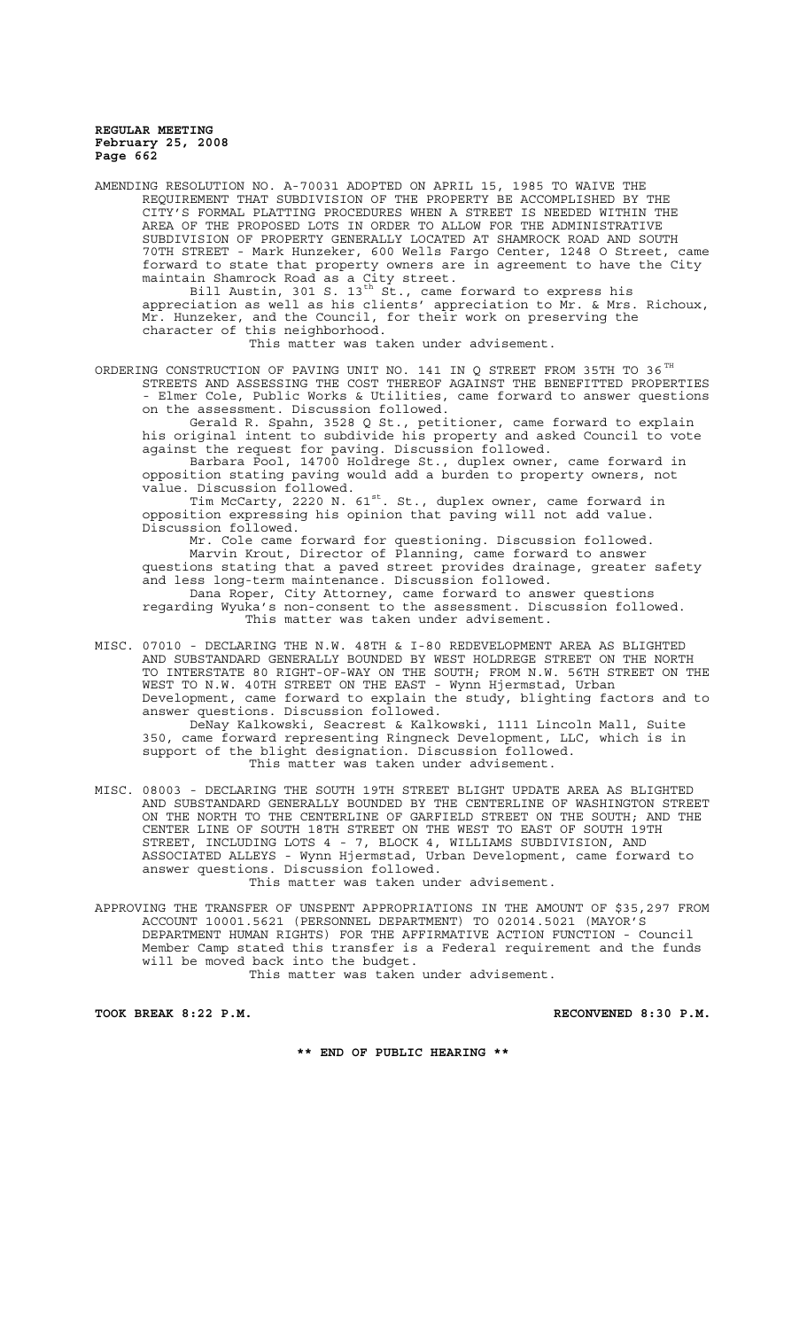AMENDING RESOLUTION NO. A-70031 ADOPTED ON APRIL 15, 1985 TO WAIVE THE REQUIREMENT THAT SUBDIVISION OF THE PROPERTY BE ACCOMPLISHED BY THE CITY'S FORMAL PLATTING PROCEDURES WHEN A STREET IS NEEDED WITHIN THE AREA OF THE PROPOSED LOTS IN ORDER TO ALLOW FOR THE ADMINISTRATIVE SUBDIVISION OF PROPERTY GENERALLY LOCATED AT SHAMROCK ROAD AND SOUTH 70TH STREET - Mark Hunzeker, 600 Wells Fargo Center, 1248 O Street, came forward to state that property owners are in agreement to have the City maintain Shamrock Road as a City street.

Bill Austin, 301 S. 13th St., came forward to express his appreciation as well as his clients' appreciation to Mr. & Mrs. Richoux, Mr. Hunzeker, and the Council, for their work on preserving the character of this neighborhood.

This matter was taken under advisement.

ORDERING CONSTRUCTION OF PAVING UNIT NO. 141 IN Q STREET FROM 35TH TO 36TH STREETS AND ASSESSING THE COST THEREOF AGAINST THE BENEFITTED PROPERTIES - Elmer Cole, Public Works & Utilities, came forward to answer questions on the assessment. Discussion followed.

Gerald R. Spahn, 3528 Q St., petitioner, came forward to explain his original intent to subdivide his property and asked Council to vote against the request for paving. Discussion followed.

Barbara Pool, 14700 Holdrege St., duplex owner, came forward in opposition stating paving would add a burden to property owners, not value. Discussion followed.

Tim McCarty, 2220 N. 61st. St., duplex owner, came forward in opposition expressing his opinion that paving will not add value. Discussion followed.

Mr. Cole came forward for questioning. Discussion followed.

Marvin Krout, Director of Planning, came forward to answer questions stating that a paved street provides drainage, greater safety and less long-term maintenance. Discussion followed.

Dana Roper, City Attorney, came forward to answer questions regarding Wyuka's non-consent to the assessment. Discussion followed.

This matter was taken under advisement.

MISC. 07010 - DECLARING THE N.W. 48TH & I-80 REDEVELOPMENT AREA AS BLIGHTED AND SUBSTANDARD GENERALLY BOUNDED BY WEST HOLDREGE STREET ON THE NORTH TO INTERSTATE 80 RIGHT-OF-WAY ON THE SOUTH; FROM N.W. 56TH STREET ON THE WEST TO N.W. 40TH STREET ON THE EAST - Wynn Hjermstad, Urban Development, came forward to explain the study, blighting factors and to answer questions. Discussion followed.

DeNay Kalkowski, Seacrest & Kalkowski, 1111 Lincoln Mall, Suite 350, came forward representing Ringneck Development, LLC, which is in support of the blight designation. Discussion followed.

This matter was taken under advisement.

MISC. 08003 - DECLARING THE SOUTH 19TH STREET BLIGHT UPDATE AREA AS BLIGHTED AND SUBSTANDARD GENERALLY BOUNDED BY THE CENTERLINE OF WASHINGTON STREET ON THE NORTH TO THE CENTERLINE OF GARFIELD STREET ON THE SOUTH; AND THE CENTER LINE OF SOUTH 18TH STREET ON THE WEST TO EAST OF SOUTH 19TH STREET, INCLUDING LOTS 4 - 7, BLOCK 4, WILLIAMS SUBDIVISION, AND ASSOCIATED ALLEYS - Wynn Hjermstad, Urban Development, came forward to answer questions. Discussion followed.

This matter was taken under advisement.

APPROVING THE TRANSFER OF UNSPENT APPROPRIATIONS IN THE AMOUNT OF $35,297 FROM ACCOUNT 10001.5621 (PERSONNEL DEPARTMENT) TO 02014.5021 (MAYOR'S DEPARTMENT HUMAN RIGHTS) FOR THE AFFIRMATIVE ACTION FUNCTION - Council Member Camp stated this transfer is a Federal requirement and the funds will be moved back into the budget.

This matter was taken under advisement.

**TOOK BREAK 8:22 P.M.** **RECONVENED 8:30 P.M.**

**\*\* END OF PUBLIC HEARING \*\***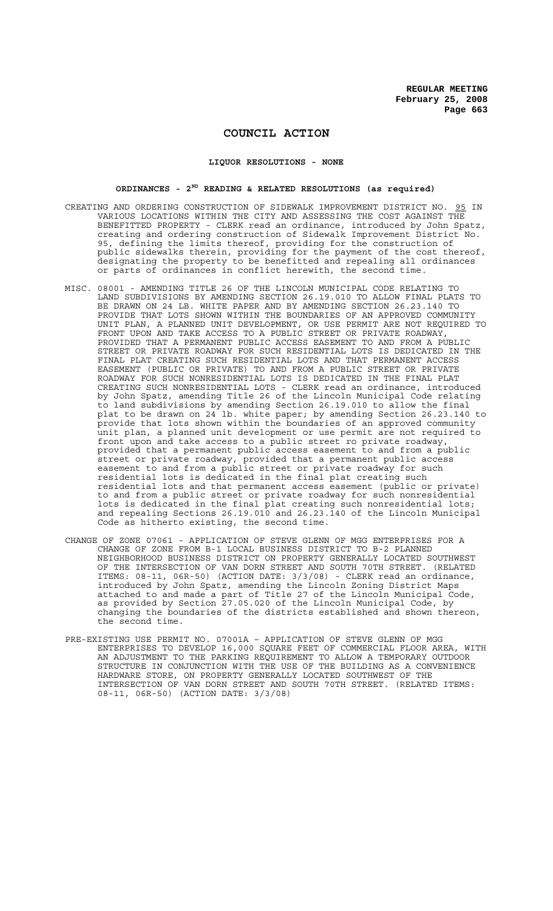# COUNCIL ACTION

## LIQUOR RESOLUTIONS - NONE

## ORDINANCES - 2[ND] READING & RELATED RESOLUTIONS (as required)

CREATING AND ORDERING CONSTRUCTION OF SIDEWALK IMPROVEMENT DISTRICT NO. 95 IN VARIOUS LOCATIONS WITHIN THE CITY AND ASSESSING THE COST AGAINST THE BENEFITTED PROPERTY - CLERK read an ordinance, introduced by John Spatz, creating and ordering construction of Sidewalk Improvement District No. 95, defining the limits thereof, providing for the construction of public sidewalks therein, providing for the payment of the cost thereof, designating the property to be benefitted and repealing all ordinances or parts of ordinances in conflict herewith, the second time.

MISC. 08001 - AMENDING TITLE 26 OF THE LINCOLN MUNICIPAL CODE RELATING TO LAND SUBDIVISIONS BY AMENDING SECTION 26.19.010 TO ALLOW FINAL PLATS TO BE DRAWN ON 24 LB. WHITE PAPER AND BY AMENDING SECTION 26.23.140 TO PROVIDE THAT LOTS SHOWN WITHIN THE BOUNDARIES OF AN APPROVED COMMUNITY UNIT PLAN, A PLANNED UNIT DEVELOPMENT, OR USE PERMIT ARE NOT REQUIRED TO FRONT UPON AND TAKE ACCESS TO A PUBLIC STREET OR PRIVATE ROADWAY, PROVIDED THAT A PERMANENT PUBLIC ACCESS EASEMENT TO AND FROM A PUBLIC STREET OR PRIVATE ROADWAY FOR SUCH RESIDENTIAL LOTS IS DEDICATED IN THE FINAL PLAT CREATING SUCH RESIDENTIAL LOTS AND THAT PERMANENT ACCESS EASEMENT (PUBLIC OR PRIVATE) TO AND FROM A PUBLIC STREET OR PRIVATE ROADWAY FOR SUCH NONRESIDENTIAL LOTS IS DEDICATED IN THE FINAL PLAT CREATING SUCH NONRESIDENTIAL LOTS - CLERK read an ordinance, introduced by John Spatz, amending Title 26 of the Lincoln Municipal Code relating to land subdivisions by amending Section 26.19.010 to allow the final plat to be drawn on 24 lb. white paper; by amending Section 26.23.140 to provide that lots shown within the boundaries of an approved community unit plan, a planned unit development or use permit are not required to front upon and take access to a public street ro private roadway, provided that a permanent public access easement to and from a public street or private roadway, provided that a permanent public access easement to and from a public street or private roadway for such residential lots is dedicated in the final plat creating such residential lots and that permanent access easement (public or private) to and from a public street or private roadway for such nonresidential lots is dedicated in the final plat creating such nonresidential lots; and repealing Sections 26.19.010 and 26.23.140 of the Lincoln Municipal Code as hitherto existing, the second time.

CHANGE OF ZONE 07061 - APPLICATION OF STEVE GLENN OF MGG ENTERPRISES FOR A CHANGE OF ZONE FROM B-1 LOCAL BUSINESS DISTRICT TO B-2 PLANNED NEIGHBORHOOD BUSINESS DISTRICT ON PROPERTY GENERALLY LOCATED SOUTHWEST OF THE INTERSECTION OF VAN DORN STREET AND SOUTH 70TH STREET. (RELATED ITEMS: 08-11, 06R-50) (ACTION DATE: 3/3/08) - CLERK read an ordinance, introduced by John Spatz, amending the Lincoln Zoning District Maps attached to and made a part of Title 27 of the Lincoln Municipal Code, as provided by Section 27.05.020 of the Lincoln Municipal Code, by changing the boundaries of the districts established and shown thereon, the second time.

PRE-EXISTING USE PERMIT NO. 07001A – APPLICATION OF STEVE GLENN OF MGG ENTERPRISES TO DEVELOP 16,000 SQUARE FEET OF COMMERCIAL FLOOR AREA, WITH AN ADJUSTMENT TO THE PARKING REQUIREMENT TO ALLOW A TEMPORARY OUTDOOR STRUCTURE IN CONJUNCTION WITH THE USE OF THE BUILDING AS A CONVENIENCE HARDWARE STORE, ON PROPERTY GENERALLY LOCATED SOUTHWEST OF THE INTERSECTION OF VAN DORN STREET AND SOUTH 70TH STREET. (RELATED ITEMS: 08-11, 06R-50) (ACTION DATE: 3/3/08)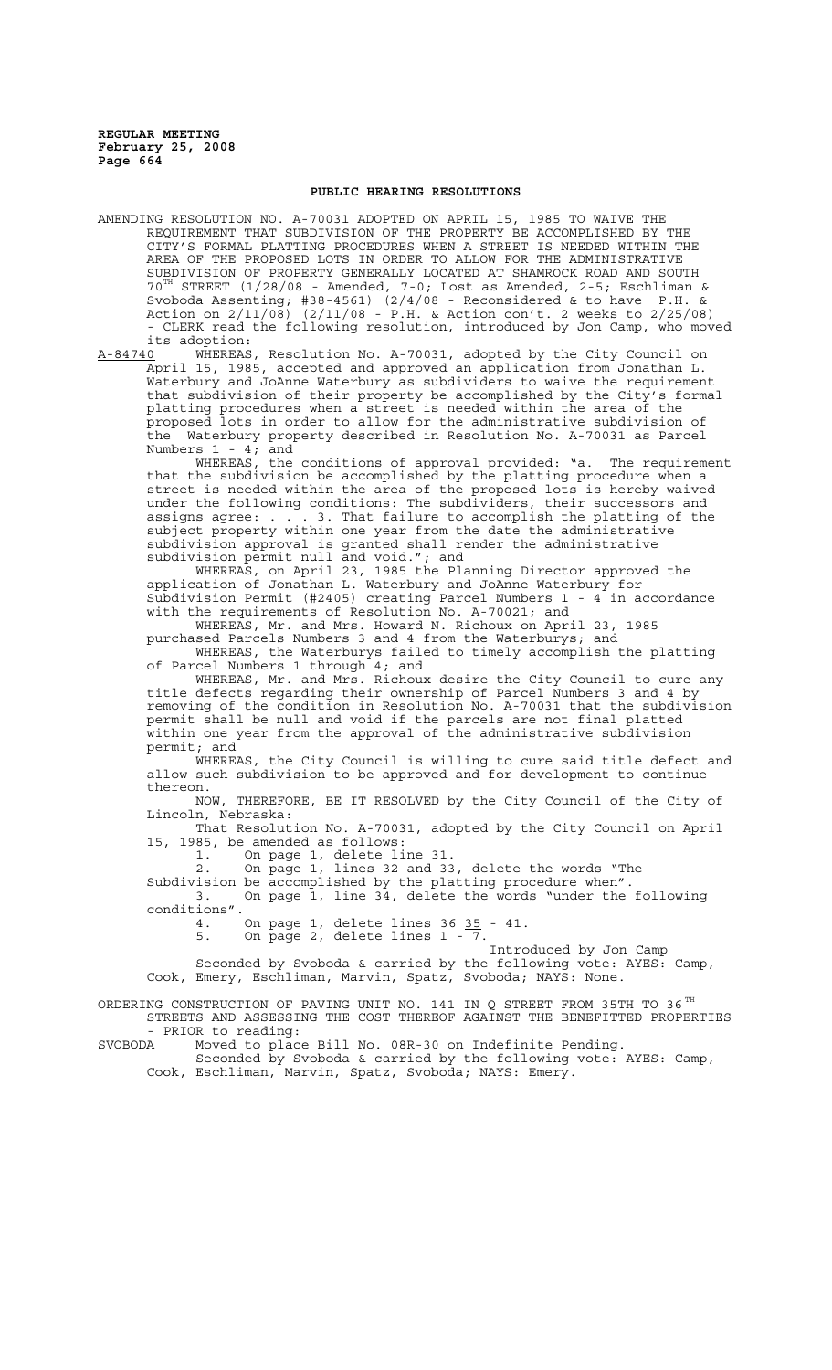## PUBLIC HEARING RESOLUTIONS

AMENDING RESOLUTION NO. A-70031 ADOPTED ON APRIL 15, 1985 TO WAIVE THE REQUIREMENT THAT SUBDIVISION OF THE PROPERTY BE ACCOMPLISHED BY THE CITY'S FORMAL PLATTING PROCEDURES WHEN A STREET IS NEEDED WITHIN THE AREA OF THE PROPOSED LOTS IN ORDER TO ALLOW FOR THE ADMINISTRATIVE SUBDIVISION OF PROPERTY GENERALLY LOCATED AT SHAMROCK ROAD AND SOUTH 70TH STREET (1/28/08 - Amended, 7-0; Lost as Amended, 2-5; Eschliman & Svoboda Assenting; #38-4561) (2/4/08 - Reconsidered & to have P.H. & Action on 2/11/08) (2/11/08 - P.H. & Action con't. 2 weeks to 2/25/08) - CLERK read the following resolution, introduced by Jon Camp, who moved its adoption:

A-84740 WHEREAS, Resolution No. A-70031, adopted by the City Council on April 15, 1985, accepted and approved an application from Jonathan L. Waterbury and JoAnne Waterbury as subdividers to waive the requirement that subdivision of their property be accomplished by the City's formal platting procedures when a street is needed within the area of the proposed lots in order to allow for the administrative subdivision of the Waterbury property described in Resolution No. A-70031 as Parcel Numbers 1 - 4; and

WHEREAS, the conditions of approval provided: "a. The requirement that the subdivision be accomplished by the platting procedure when a street is needed within the area of the proposed lots is hereby waived under the following conditions: The subdividers, their successors and assigns agree: . . . 3. That failure to accomplish the platting of the subject property within one year from the date the administrative subdivision approval is granted shall render the administrative subdivision permit null and void."; and

WHEREAS, on April 23, 1985 the Planning Director approved the application of Jonathan L. Waterbury and JoAnne Waterbury for Subdivision Permit (#2405) creating Parcel Numbers 1 - 4 in accordance with the requirements of Resolution No. A-70021; and

WHEREAS, Mr. and Mrs. Howard N. Richoux on April 23, 1985 purchased Parcels Numbers 3 and 4 from the Waterburys; and

WHEREAS, the Waterburys failed to timely accomplish the platting of Parcel Numbers 1 through 4; and

WHEREAS, Mr. and Mrs. Richoux desire the City Council to cure any title defects regarding their ownership of Parcel Numbers 3 and 4 by removing of the condition in Resolution No. A-70031 that the subdivision permit shall be null and void if the parcels are not final platted within one year from the approval of the administrative subdivision permit; and

WHEREAS, the City Council is willing to cure said title defect and allow such subdivision to be approved and for development to continue thereon.

NOW, THEREFORE, BE IT RESOLVED by the City Council of the City of Lincoln, Nebraska:

That Resolution No. A-70031, adopted by the City Council on April 15, 1985, be amended as follows:

1. On page 1, delete line 31.
2. On page 1, lines 32 and 33, delete the words "The Subdivision be accomplished by the platting procedure when".
3. On page 1, line 34, delete the words "under the following conditions".
4. On page 1, delete lines ~~36~~ 35 - 41.
5. On page 2, delete lines 1 - 7.

Introduced by Jon Camp

Seconded by Svoboda & carried by the following vote: AYES: Camp, Cook, Emery, Eschliman, Marvin, Spatz, Svoboda; NAYS: None.

ORDERING CONSTRUCTION OF PAVING UNIT NO. 141 IN Q STREET FROM 35TH TO 36TH STREETS AND ASSESSING THE COST THEREOF AGAINST THE BENEFITTED PROPERTIES - PRIOR to reading:

SVOBODA Moved to place Bill No. 08R-30 on Indefinite Pending.

Seconded by Svoboda & carried by the following vote: AYES: Camp, Cook, Eschliman, Marvin, Spatz, Svoboda; NAYS: Emery.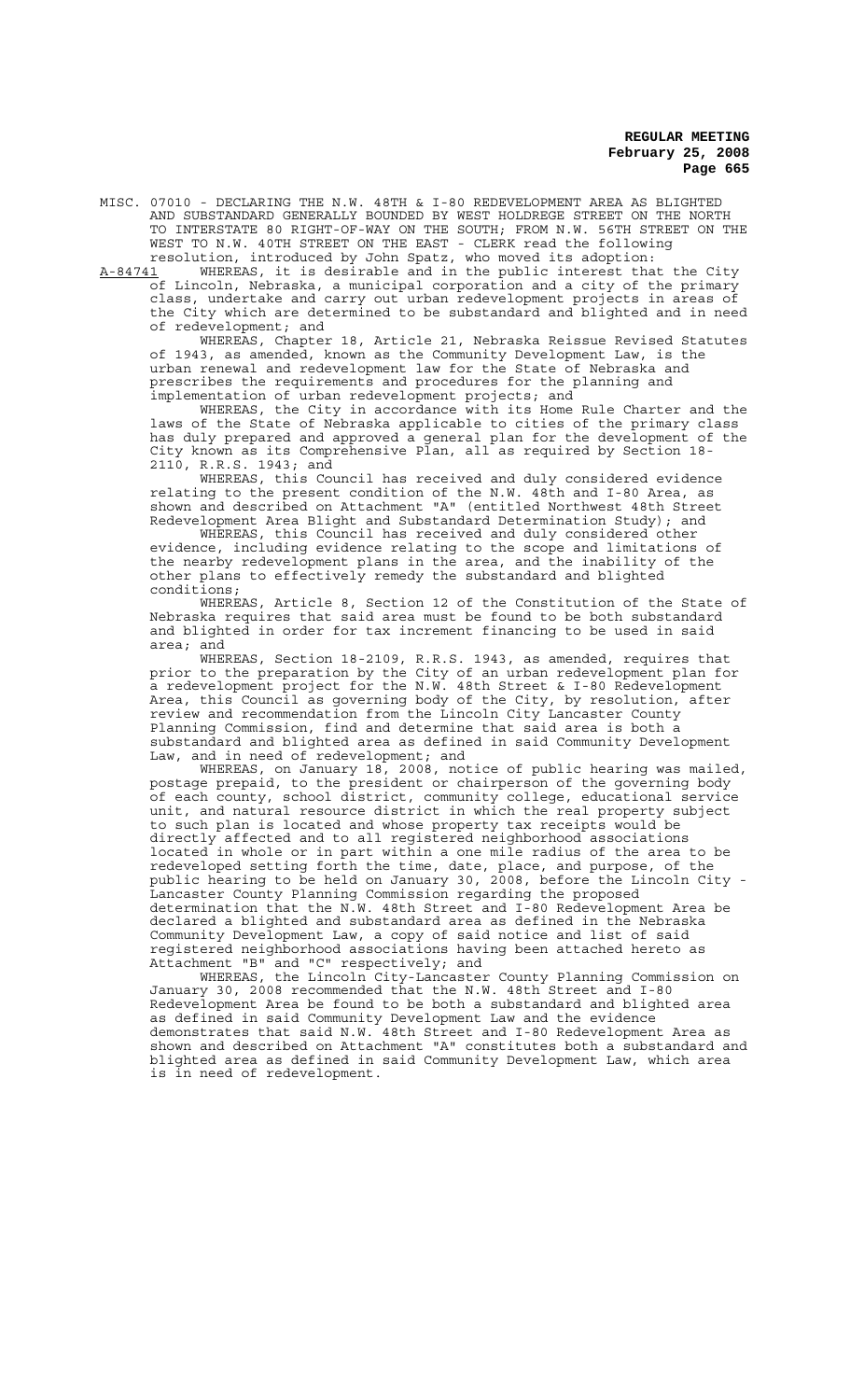MISC. 07010 - DECLARING THE N.W. 48TH & I-80 REDEVELOPMENT AREA AS BLIGHTED AND SUBSTANDARD GENERALLY BOUNDED BY WEST HOLDREGE STREET ON THE NORTH TO INTERSTATE 80 RIGHT-OF-WAY ON THE SOUTH; FROM N.W. 56TH STREET ON THE WEST TO N.W. 40TH STREET ON THE EAST - CLERK read the following resolution, introduced by John Spatz, who moved its adoption:

A-84741 WHEREAS, it is desirable and in the public interest that the City of Lincoln, Nebraska, a municipal corporation and a city of the primary class, undertake and carry out urban redevelopment projects in areas of the City which are determined to be substandard and blighted and in need of redevelopment; and

WHEREAS, Chapter 18, Article 21, Nebraska Reissue Revised Statutes of 1943, as amended, known as the Community Development Law, is the urban renewal and redevelopment law for the State of Nebraska and prescribes the requirements and procedures for the planning and implementation of urban redevelopment projects; and

WHEREAS, the City in accordance with its Home Rule Charter and the laws of the State of Nebraska applicable to cities of the primary class has duly prepared and approved a general plan for the development of the City known as its Comprehensive Plan, all as required by Section 18-2110, R.R.S. 1943; and

WHEREAS, this Council has received and duly considered evidence relating to the present condition of the N.W. 48th and I-80 Area, as shown and described on Attachment "A" (entitled Northwest 48th Street Redevelopment Area Blight and Substandard Determination Study); and

WHEREAS, this Council has received and duly considered other evidence, including evidence relating to the scope and limitations of the nearby redevelopment plans in the area, and the inability of the other plans to effectively remedy the substandard and blighted conditions;

WHEREAS, Article 8, Section 12 of the Constitution of the State of Nebraska requires that said area must be found to be both substandard and blighted in order for tax increment financing to be used in said area; and

WHEREAS, Section 18-2109, R.R.S. 1943, as amended, requires that prior to the preparation by the City of an urban redevelopment plan for a redevelopment project for the N.W. 48th Street & I-80 Redevelopment Area, this Council as governing body of the City, by resolution, after review and recommendation from the Lincoln City Lancaster County Planning Commission, find and determine that said area is both a substandard and blighted area as defined in said Community Development Law, and in need of redevelopment; and

WHEREAS, on January 18, 2008, notice of public hearing was mailed, postage prepaid, to the president or chairperson of the governing body of each county, school district, community college, educational service unit, and natural resource district in which the real property subject to such plan is located and whose property tax receipts would be directly affected and to all registered neighborhood associations located in whole or in part within a one mile radius of the area to be redeveloped setting forth the time, date, place, and purpose, of the public hearing to be held on January 30, 2008, before the Lincoln City - Lancaster County Planning Commission regarding the proposed determination that the N.W. 48th Street and I-80 Redevelopment Area be declared a blighted and substandard area as defined in the Nebraska Community Development Law, a copy of said notice and list of said registered neighborhood associations having been attached hereto as Attachment "B" and "C" respectively; and

WHEREAS, the Lincoln City-Lancaster County Planning Commission on January 30, 2008 recommended that the N.W. 48th Street and I-80 Redevelopment Area be found to be both a substandard and blighted area as defined in said Community Development Law and the evidence demonstrates that said N.W. 48th Street and I-80 Redevelopment Area as shown and described on Attachment "A" constitutes both a substandard and blighted area as defined in said Community Development Law, which area is in need of redevelopment.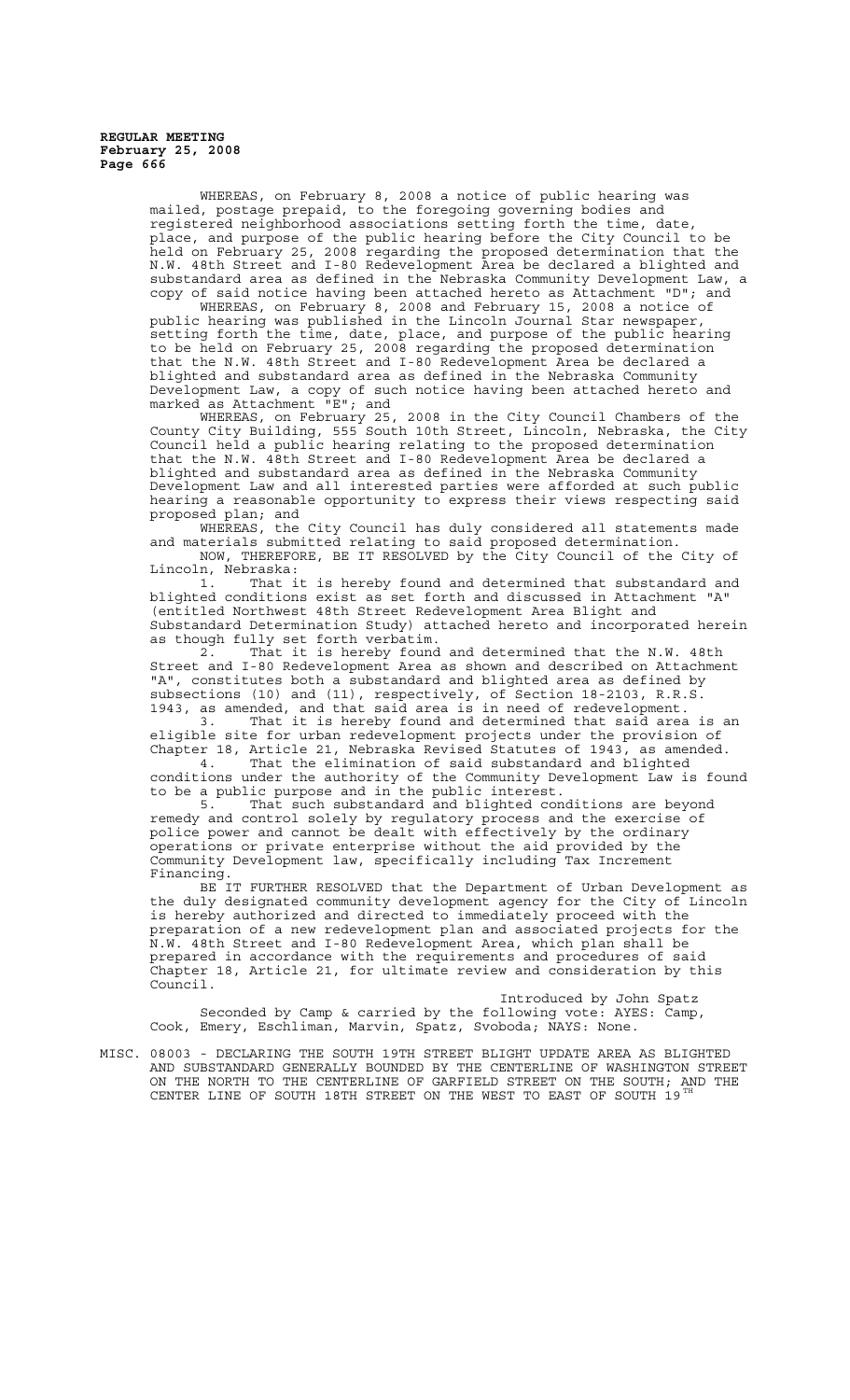WHEREAS, on February 8, 2008 a notice of public hearing was mailed, postage prepaid, to the foregoing governing bodies and registered neighborhood associations setting forth the time, date, place, and purpose of the public hearing before the City Council to be held on February 25, 2008 regarding the proposed determination that the N.W. 48th Street and I-80 Redevelopment Area be declared a blighted and substandard area as defined in the Nebraska Community Development Law, a copy of said notice having been attached hereto as Attachment "D"; and

WHEREAS, on February 8, 2008 and February 15, 2008 a notice of public hearing was published in the Lincoln Journal Star newspaper, setting forth the time, date, place, and purpose of the public hearing to be held on February 25, 2008 regarding the proposed determination that the N.W. 48th Street and I-80 Redevelopment Area be declared a blighted and substandard area as defined in the Nebraska Community Development Law, a copy of such notice having been attached hereto and marked as Attachment "E"; and

WHEREAS, on February 25, 2008 in the City Council Chambers of the County City Building, 555 South 10th Street, Lincoln, Nebraska, the City Council held a public hearing relating to the proposed determination that the N.W. 48th Street and I-80 Redevelopment Area be declared a blighted and substandard area as defined in the Nebraska Community Development Law and all interested parties were afforded at such public hearing a reasonable opportunity to express their views respecting said proposed plan; and

WHEREAS, the City Council has duly considered all statements made and materials submitted relating to said proposed determination.

NOW, THEREFORE, BE IT RESOLVED by the City Council of the City of Lincoln, Nebraska:

1. That it is hereby found and determined that substandard and blighted conditions exist as set forth and discussed in Attachment "A" (entitled Northwest 48th Street Redevelopment Area Blight and Substandard Determination Study) attached hereto and incorporated herein as though fully set forth verbatim.

2. That it is hereby found and determined that the N.W. 48th Street and I-80 Redevelopment Area as shown and described on Attachment "A", constitutes both a substandard and blighted area as defined by subsections (10) and (11), respectively, of Section 18-2103, R.R.S. 1943, as amended, and that said area is in need of redevelopment.

3. That it is hereby found and determined that said area is an eligible site for urban redevelopment projects under the provision of Chapter 18, Article 21, Nebraska Revised Statutes of 1943, as amended.

4. That the elimination of said substandard and blighted conditions under the authority of the Community Development Law is found to be a public purpose and in the public interest.

5. That such substandard and blighted conditions are beyond remedy and control solely by regulatory process and the exercise of police power and cannot be dealt with effectively by the ordinary operations or private enterprise without the aid provided by the Community Development law, specifically including Tax Increment Financing.

BE IT FURTHER RESOLVED that the Department of Urban Development as the duly designated community development agency for the City of Lincoln is hereby authorized and directed to immediately proceed with the preparation of a new redevelopment plan and associated projects for the N.W. 48th Street and I-80 Redevelopment Area, which plan shall be prepared in accordance with the requirements and procedures of said Chapter 18, Article 21, for ultimate review and consideration by this Council.

Introduced by John Spatz

Seconded by Camp & carried by the following vote: AYES: Camp, Cook, Emery, Eschliman, Marvin, Spatz, Svoboda; NAYS: None.

MISC. 08003 - DECLARING THE SOUTH 19TH STREET BLIGHT UPDATE AREA AS BLIGHTED AND SUBSTANDARD GENERALLY BOUNDED BY THE CENTERLINE OF WASHINGTON STREET ON THE NORTH TO THE CENTERLINE OF GARFIELD STREET ON THE SOUTH; AND THE CENTER LINE OF SOUTH 18TH STREET ON THE WEST TO EAST OF SOUTH 19TH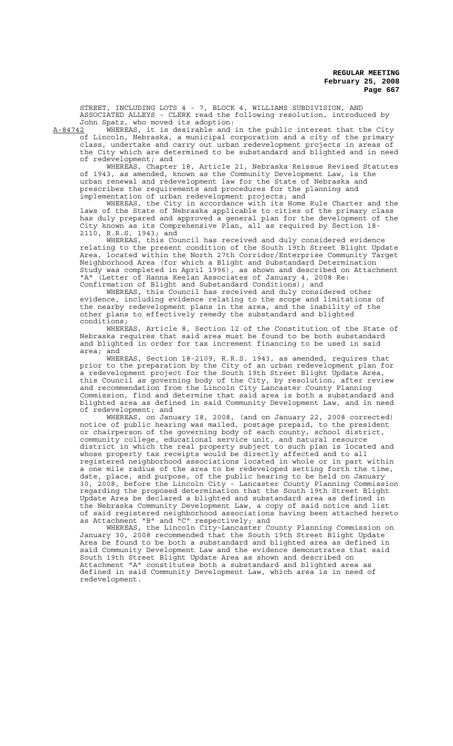STREET, INCLUDING LOTS 4 - 7, BLOCK 4, WILLIAMS SUBDIVISION, AND ASSOCIATED ALLEYS - CLERK read the following resolution, introduced by John Spatz, who moved its adoption:

A-84742 WHEREAS, it is desirable and in the public interest that the City of Lincoln, Nebraska, a municipal corporation and a city of the primary class, undertake and carry out urban redevelopment projects in areas of the City which are determined to be substandard and blighted and in need of redevelopment; and

WHEREAS, Chapter 18, Article 21, Nebraska Reissue Revised Statutes of 1943, as amended, known as the Community Development Law, is the urban renewal and redevelopment law for the State of Nebraska and prescribes the requirements and procedures for the planning and implementation of urban redevelopment projects; and

WHEREAS, the City in accordance with its Home Rule Charter and the laws of the State of Nebraska applicable to cities of the primary class has duly prepared and approved a general plan for the development of the City known as its Comprehensive Plan, all as required by Section 18-2110, R.R.S. 1943; and

WHEREAS, this Council has received and duly considered evidence relating to the present condition of the South 19th Street Blight Update Area, located within the North 27th Corridor/Enterprise Community Target Neighborhood Area (for which a Blight and Substandard Determination Study was completed in April 1996), as shown and described on Attachment "A" (Letter of Hanna Keelan Associates of January 4, 2008 Re: Confirmation of Blight and Substandard Conditions); and

WHEREAS, this Council has received and duly considered other evidence, including evidence relating to the scope and limitations of the nearby redevelopment plans in the area, and the inability of the other plans to effectively remedy the substandard and blighted conditions;

WHEREAS, Article 8, Section 12 of the Constitution of the State of Nebraska requires that said area must be found to be both substandard and blighted in order for tax increment financing to be used in said area; and

WHEREAS, Section 18-2109, R.R.S. 1943, as amended, requires that prior to the preparation by the City of an urban redevelopment plan for a redevelopment project for the South 19th Street Blight Update Area, this Council as governing body of the City, by resolution, after review and recommendation from the Lincoln City Lancaster County Planning Commission, find and determine that said area is both a substandard and blighted area as defined in said Community Development Law, and in need of redevelopment; and

WHEREAS, on January 18, 2008, (and on January 22, 2008 corrected) notice of public hearing was mailed, postage prepaid, to the president or chairperson of the governing body of each county, school district, community college, educational service unit, and natural resource district in which the real property subject to such plan is located and whose property tax receipts would be directly affected and to all registered neighborhood associations located in whole or in part within a one mile radius of the area to be redeveloped setting forth the time, date, place, and purpose, of the public hearing to be held on January 30, 2008, before the Lincoln City - Lancaster County Planning Commission regarding the proposed determination that the South 19th Street Blight Update Area be declared a blighted and substandard area as defined in the Nebraska Community Development Law, a copy of said notice and list of said registered neighborhood associations having been attached hereto as Attachment "B" and "C" respectively; and

WHEREAS, the Lincoln City-Lancaster County Planning Commission on January 30, 2008 recommended that the South 19th Street Blight Update Area be found to be both a substandard and blighted area as defined in said Community Development Law and the evidence demonstrates that said South 19th Street Blight Update Area as shown and described on Attachment "A" constitutes both a substandard and blighted area as defined in said Community Development Law, which area is in need of redevelopment.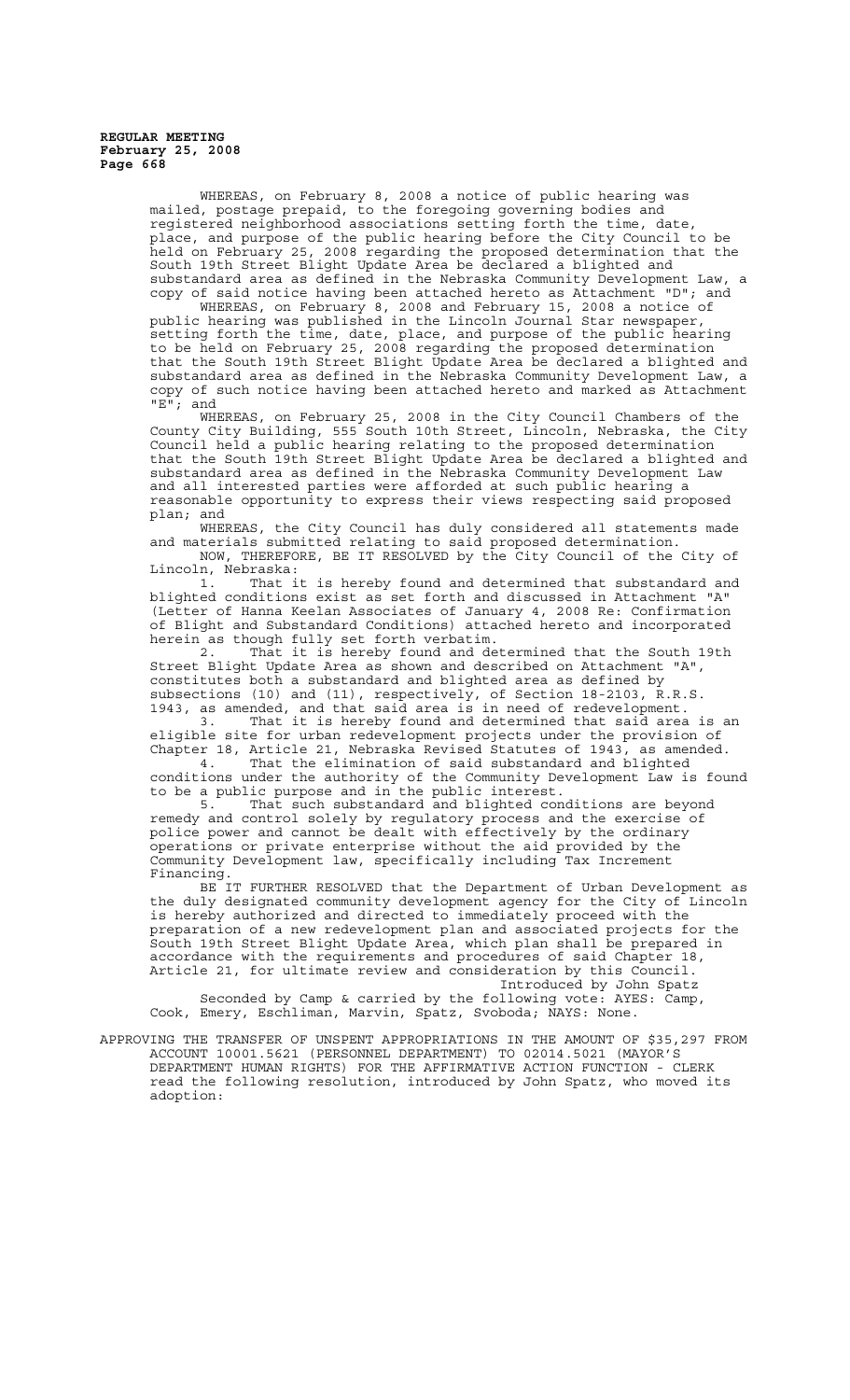WHEREAS, on February 8, 2008 a notice of public hearing was mailed, postage prepaid, to the foregoing governing bodies and registered neighborhood associations setting forth the time, date, place, and purpose of the public hearing before the City Council to be held on February 25, 2008 regarding the proposed determination that the South 19th Street Blight Update Area be declared a blighted and substandard area as defined in the Nebraska Community Development Law, a copy of said notice having been attached hereto as Attachment "D"; and

WHEREAS, on February 8, 2008 and February 15, 2008 a notice of public hearing was published in the Lincoln Journal Star newspaper, setting forth the time, date, place, and purpose of the public hearing to be held on February 25, 2008 regarding the proposed determination that the South 19th Street Blight Update Area be declared a blighted and substandard area as defined in the Nebraska Community Development Law, a copy of such notice having been attached hereto and marked as Attachment "E"; and

WHEREAS, on February 25, 2008 in the City Council Chambers of the County City Building, 555 South 10th Street, Lincoln, Nebraska, the City Council held a public hearing relating to the proposed determination that the South 19th Street Blight Update Area be declared a blighted and substandard area as defined in the Nebraska Community Development Law and all interested parties were afforded at such public hearing a reasonable opportunity to express their views respecting said proposed plan; and

WHEREAS, the City Council has duly considered all statements made and materials submitted relating to said proposed determination.

NOW, THEREFORE, BE IT RESOLVED by the City Council of the City of Lincoln, Nebraska:

1. That it is hereby found and determined that substandard and blighted conditions exist as set forth and discussed in Attachment "A" (Letter of Hanna Keelan Associates of January 4, 2008 Re: Confirmation of Blight and Substandard Conditions) attached hereto and incorporated herein as though fully set forth verbatim.

2. That it is hereby found and determined that the South 19th Street Blight Update Area as shown and described on Attachment "A", constitutes both a substandard and blighted area as defined by subsections (10) and (11), respectively, of Section 18-2103, R.R.S. 1943, as amended, and that said area is in need of redevelopment.

3. That it is hereby found and determined that said area is an eligible site for urban redevelopment projects under the provision of Chapter 18, Article 21, Nebraska Revised Statutes of 1943, as amended.

4. That the elimination of said substandard and blighted conditions under the authority of the Community Development Law is found to be a public purpose and in the public interest.

5. That such substandard and blighted conditions are beyond remedy and control solely by regulatory process and the exercise of police power and cannot be dealt with effectively by the ordinary operations or private enterprise without the aid provided by the Community Development law, specifically including Tax Increment Financing.

BE IT FURTHER RESOLVED that the Department of Urban Development as the duly designated community development agency for the City of Lincoln is hereby authorized and directed to immediately proceed with the preparation of a new redevelopment plan and associated projects for the South 19th Street Blight Update Area, which plan shall be prepared in accordance with the requirements and procedures of said Chapter 18, Article 21, for ultimate review and consideration by this Council.

Introduced by John Spatz

Seconded by Camp & carried by the following vote: AYES: Camp, Cook, Emery, Eschliman, Marvin, Spatz, Svoboda; NAYS: None.

APPROVING THE TRANSFER OF UNSPENT APPROPRIATIONS IN THE AMOUNT OF $35,297 FROM ACCOUNT 10001.5621 (PERSONNEL DEPARTMENT) TO 02014.5021 (MAYOR'S DEPARTMENT HUMAN RIGHTS) FOR THE AFFIRMATIVE ACTION FUNCTION - CLERK read the following resolution, introduced by John Spatz, who moved its adoption: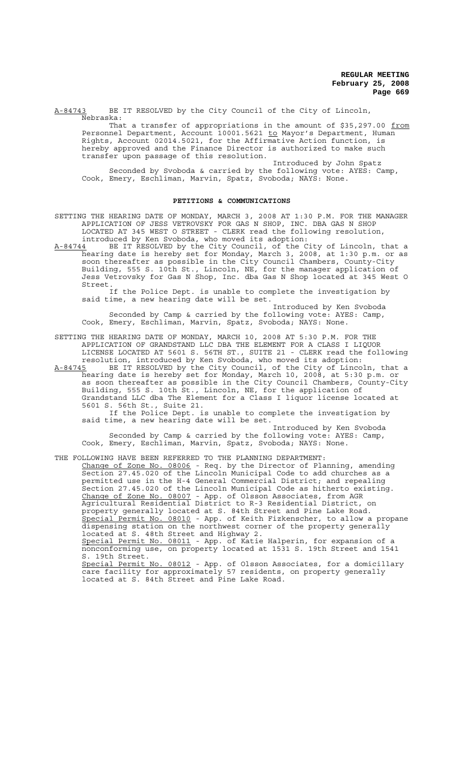A-84743 BE IT RESOLVED by the City Council of the City of Lincoln, Nebraska:

That a transfer of appropriations in the amount of $35,297.00 from Personnel Department, Account 10001.5621 to Mayor's Department, Human Rights, Account 02014.5021, for the Affirmative Action function, is hereby approved and the Finance Director is authorized to make such transfer upon passage of this resolution.

Introduced by John Spatz

Seconded by Svoboda & carried by the following vote: AYES: Camp, Cook, Emery, Eschliman, Marvin, Spatz, Svoboda; NAYS: None.

## PETITIONS & COMMUNICATIONS

SETTING THE HEARING DATE OF MONDAY, MARCH 3, 2008 AT 1:30 P.M. FOR THE MANAGER APPLICATION OF JESS VETROVSKY FOR GAS N SHOP, INC. DBA GAS N SHOP LOCATED AT 345 WEST O STREET - CLERK read the following resolution, introduced by Ken Svoboda, who moved its adoption:

A-84744 BE IT RESOLVED by the City Council, of the City of Lincoln, that a hearing date is hereby set for Monday, March 3, 2008, at 1:30 p.m. or as soon thereafter as possible in the City Council Chambers, County-City Building, 555 S. 10th St., Lincoln, NE, for the manager application of Jess Vetrovsky for Gas N Shop, Inc. dba Gas N Shop located at 345 West O Street.

If the Police Dept. is unable to complete the investigation by said time, a new hearing date will be set.

Introduced by Ken Svoboda

Seconded by Camp & carried by the following vote: AYES: Camp, Cook, Emery, Eschliman, Marvin, Spatz, Svoboda; NAYS: None.

SETTING THE HEARING DATE OF MONDAY, MARCH 10, 2008 AT 5:30 P.M. FOR THE APPLICATION OF GRANDSTAND LLC DBA THE ELEMENT FOR A CLASS I LIQUOR LICENSE LOCATED AT 5601 S. 56TH ST., SUITE 21 - CLERK read the following resolution, introduced by Ken Svoboda, who moved its adoption:

A-84745 BE IT RESOLVED by the City Council, of the City of Lincoln, that a hearing date is hereby set for Monday, March 10, 2008, at 5:30 p.m. or as soon thereafter as possible in the City Council Chambers, County-City Building, 555 S. 10th St., Lincoln, NE, for the application of Grandstand LLC dba The Element for a Class I liquor license located at 5601 S. 56th St., Suite 21.

If the Police Dept. is unable to complete the investigation by said time, a new hearing date will be set.

Introduced by Ken Svoboda

Seconded by Camp & carried by the following vote: AYES: Camp, Cook, Emery, Eschliman, Marvin, Spatz, Svoboda; NAYS: None.

THE FOLLOWING HAVE BEEN REFERRED TO THE PLANNING DEPARTMENT:

Change of Zone No. 08006 - Req. by the Director of Planning, amending Section 27.45.020 of the Lincoln Municipal Code to add churches as a permitted use in the H-4 General Commercial District; and repealing Section 27.45.020 of the Lincoln Municipal Code as hitherto existing.

Change of Zone No. 08007 - App. of Olsson Associates, from AGR Agricultural Residential District to R-3 Residential District, on property generally located at S. 84th Street and Pine Lake Road.

Special Permit No. 08010 - App. of Keith Fizkenscher, to allow a propane dispensing station on the northwest corner of the property generally located at S. 48th Street and Highway 2.

Special Permit No. 08011 - App. of Katie Halperin, for expansion of a nonconforming use, on property located at 1531 S. 19th Street and 1541 S. 19th Street.

Special Permit No. 08012 - App. of Olsson Associates, for a domicillary care facility for approximately 57 residents, on property generally located at S. 84th Street and Pine Lake Road.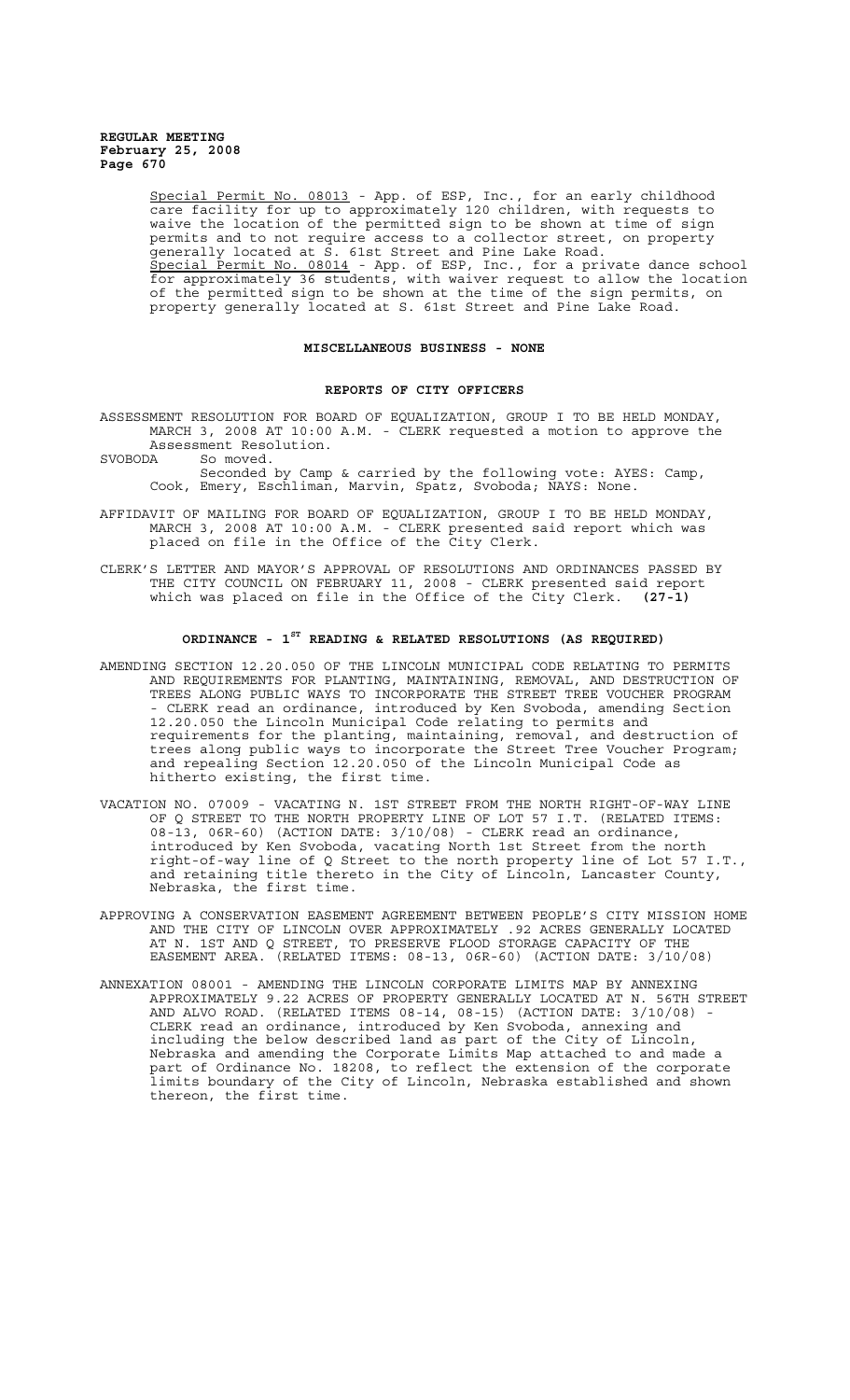Special Permit No. 08013 - App. of ESP, Inc., for an early childhood care facility for up to approximately 120 children, with requests to waive the location of the permitted sign to be shown at time of sign permits and to not require access to a collector street, on property generally located at S. 61st Street and Pine Lake Road.

Special Permit No. 08014 - App. of ESP, Inc., for a private dance school for approximately 36 students, with waiver request to allow the location of the permitted sign to be shown at the time of the sign permits, on property generally located at S. 61st Street and Pine Lake Road.

## MISCELLANEOUS BUSINESS - NONE

## REPORTS OF CITY OFFICERS

ASSESSMENT RESOLUTION FOR BOARD OF EQUALIZATION, GROUP I TO BE HELD MONDAY, MARCH 3, 2008 AT 10:00 A.M. - CLERK requested a motion to approve the Assessment Resolution.

SVOBODA So moved.

Seconded by Camp & carried by the following vote: AYES: Camp, Cook, Emery, Eschliman, Marvin, Spatz, Svoboda; NAYS: None.

AFFIDAVIT OF MAILING FOR BOARD OF EQUALIZATION, GROUP I TO BE HELD MONDAY, MARCH 3, 2008 AT 10:00 A.M. - CLERK presented said report which was placed on file in the Office of the City Clerk.

CLERK'S LETTER AND MAYOR'S APPROVAL OF RESOLUTIONS AND ORDINANCES PASSED BY THE CITY COUNCIL ON FEBRUARY 11, 2008 - CLERK presented said report which was placed on file in the Office of the City Clerk. **(27-1)**

## ORDINANCE - 1ST READING & RELATED RESOLUTIONS (AS REQUIRED)

AMENDING SECTION 12.20.050 OF THE LINCOLN MUNICIPAL CODE RELATING TO PERMITS AND REQUIREMENTS FOR PLANTING, MAINTAINING, REMOVAL, AND DESTRUCTION OF TREES ALONG PUBLIC WAYS TO INCORPORATE THE STREET TREE VOUCHER PROGRAM - CLERK read an ordinance, introduced by Ken Svoboda, amending Section 12.20.050 the Lincoln Municipal Code relating to permits and requirements for the planting, maintaining, removal, and destruction of trees along public ways to incorporate the Street Tree Voucher Program; and repealing Section 12.20.050 of the Lincoln Municipal Code as hitherto existing, the first time.

VACATION NO. 07009 - VACATING N. 1ST STREET FROM THE NORTH RIGHT-OF-WAY LINE OF Q STREET TO THE NORTH PROPERTY LINE OF LOT 57 I.T. (RELATED ITEMS: 08-13, 06R-60) (ACTION DATE: 3/10/08) - CLERK read an ordinance, introduced by Ken Svoboda, vacating North 1st Street from the north right-of-way line of Q Street to the north property line of Lot 57 I.T., and retaining title thereto in the City of Lincoln, Lancaster County, Nebraska, the first time.

APPROVING A CONSERVATION EASEMENT AGREEMENT BETWEEN PEOPLE'S CITY MISSION HOME AND THE CITY OF LINCOLN OVER APPROXIMATELY .92 ACRES GENERALLY LOCATED AT N. 1ST AND Q STREET, TO PRESERVE FLOOD STORAGE CAPACITY OF THE EASEMENT AREA. (RELATED ITEMS: 08-13, 06R-60) (ACTION DATE: 3/10/08)

ANNEXATION 08001 - AMENDING THE LINCOLN CORPORATE LIMITS MAP BY ANNEXING APPROXIMATELY 9.22 ACRES OF PROPERTY GENERALLY LOCATED AT N. 56TH STREET AND ALVO ROAD. (RELATED ITEMS 08-14, 08-15) (ACTION DATE: 3/10/08) - CLERK read an ordinance, introduced by Ken Svoboda, annexing and including the below described land as part of the City of Lincoln, Nebraska and amending the Corporate Limits Map attached to and made a part of Ordinance No. 18208, to reflect the extension of the corporate limits boundary of the City of Lincoln, Nebraska established and shown thereon, the first time.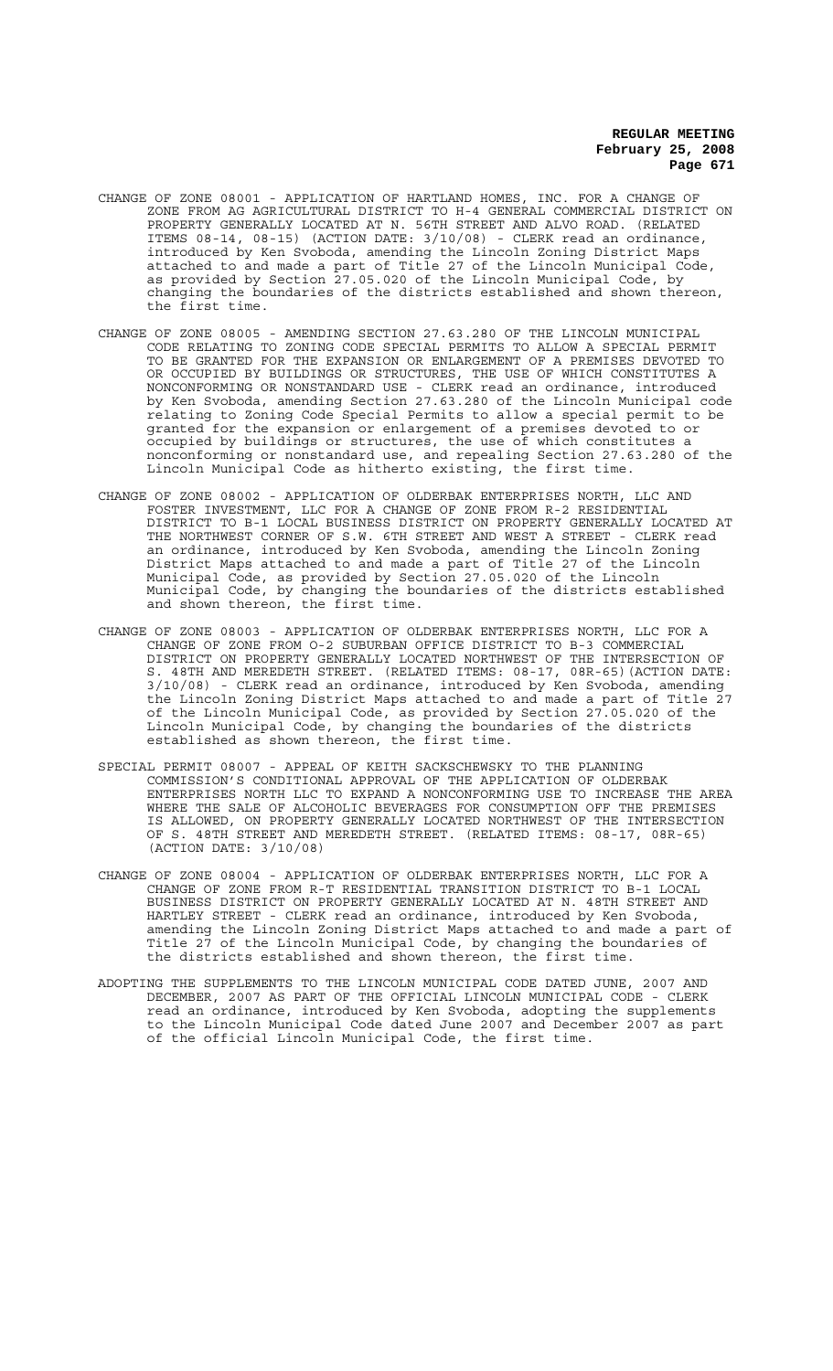CHANGE OF ZONE 08001 - APPLICATION OF HARTLAND HOMES, INC. FOR A CHANGE OF ZONE FROM AG AGRICULTURAL DISTRICT TO H-4 GENERAL COMMERCIAL DISTRICT ON PROPERTY GENERALLY LOCATED AT N. 56TH STREET AND ALVO ROAD. (RELATED ITEMS 08-14, 08-15) (ACTION DATE: 3/10/08) - CLERK read an ordinance, introduced by Ken Svoboda, amending the Lincoln Zoning District Maps attached to and made a part of Title 27 of the Lincoln Municipal Code, as provided by Section 27.05.020 of the Lincoln Municipal Code, by changing the boundaries of the districts established and shown thereon, the first time.

CHANGE OF ZONE 08005 - AMENDING SECTION 27.63.280 OF THE LINCOLN MUNICIPAL CODE RELATING TO ZONING CODE SPECIAL PERMITS TO ALLOW A SPECIAL PERMIT TO BE GRANTED FOR THE EXPANSION OR ENLARGEMENT OF A PREMISES DEVOTED TO OR OCCUPIED BY BUILDINGS OR STRUCTURES, THE USE OF WHICH CONSTITUTES A NONCONFORMING OR NONSTANDARD USE - CLERK read an ordinance, introduced by Ken Svoboda, amending Section 27.63.280 of the Lincoln Municipal code relating to Zoning Code Special Permits to allow a special permit to be granted for the expansion or enlargement of a premises devoted to or occupied by buildings or structures, the use of which constitutes a nonconforming or nonstandard use, and repealing Section 27.63.280 of the Lincoln Municipal Code as hitherto existing, the first time.

CHANGE OF ZONE 08002 - APPLICATION OF OLDERBAK ENTERPRISES NORTH, LLC AND FOSTER INVESTMENT, LLC FOR A CHANGE OF ZONE FROM R-2 RESIDENTIAL DISTRICT TO B-1 LOCAL BUSINESS DISTRICT ON PROPERTY GENERALLY LOCATED AT THE NORTHWEST CORNER OF S.W. 6TH STREET AND WEST A STREET - CLERK read an ordinance, introduced by Ken Svoboda, amending the Lincoln Zoning District Maps attached to and made a part of Title 27 of the Lincoln Municipal Code, as provided by Section 27.05.020 of the Lincoln Municipal Code, by changing the boundaries of the districts established and shown thereon, the first time.

CHANGE OF ZONE 08003 - APPLICATION OF OLDERBAK ENTERPRISES NORTH, LLC FOR A CHANGE OF ZONE FROM O-2 SUBURBAN OFFICE DISTRICT TO B-3 COMMERCIAL DISTRICT ON PROPERTY GENERALLY LOCATED NORTHWEST OF THE INTERSECTION OF S. 48TH AND MEREDETH STREET. (RELATED ITEMS: 08-17, 08R-65)(ACTION DATE: 3/10/08) - CLERK read an ordinance, introduced by Ken Svoboda, amending the Lincoln Zoning District Maps attached to and made a part of Title 27 of the Lincoln Municipal Code, as provided by Section 27.05.020 of the Lincoln Municipal Code, by changing the boundaries of the districts established as shown thereon, the first time.

SPECIAL PERMIT 08007 - APPEAL OF KEITH SACKSCHEWSKY TO THE PLANNING COMMISSION'S CONDITIONAL APPROVAL OF THE APPLICATION OF OLDERBAK ENTERPRISES NORTH LLC TO EXPAND A NONCONFORMING USE TO INCREASE THE AREA WHERE THE SALE OF ALCOHOLIC BEVERAGES FOR CONSUMPTION OFF THE PREMISES IS ALLOWED, ON PROPERTY GENERALLY LOCATED NORTHWEST OF THE INTERSECTION OF S. 48TH STREET AND MEREDETH STREET. (RELATED ITEMS: 08-17, 08R-65) (ACTION DATE: 3/10/08)

CHANGE OF ZONE 08004 - APPLICATION OF OLDERBAK ENTERPRISES NORTH, LLC FOR A CHANGE OF ZONE FROM R-T RESIDENTIAL TRANSITION DISTRICT TO B-1 LOCAL BUSINESS DISTRICT ON PROPERTY GENERALLY LOCATED AT N. 48TH STREET AND HARTLEY STREET - CLERK read an ordinance, introduced by Ken Svoboda, amending the Lincoln Zoning District Maps attached to and made a part of Title 27 of the Lincoln Municipal Code, by changing the boundaries of the districts established and shown thereon, the first time.

ADOPTING THE SUPPLEMENTS TO THE LINCOLN MUNICIPAL CODE DATED JUNE, 2007 AND DECEMBER, 2007 AS PART OF THE OFFICIAL LINCOLN MUNICIPAL CODE - CLERK read an ordinance, introduced by Ken Svoboda, adopting the supplements to the Lincoln Municipal Code dated June 2007 and December 2007 as part of the official Lincoln Municipal Code, the first time.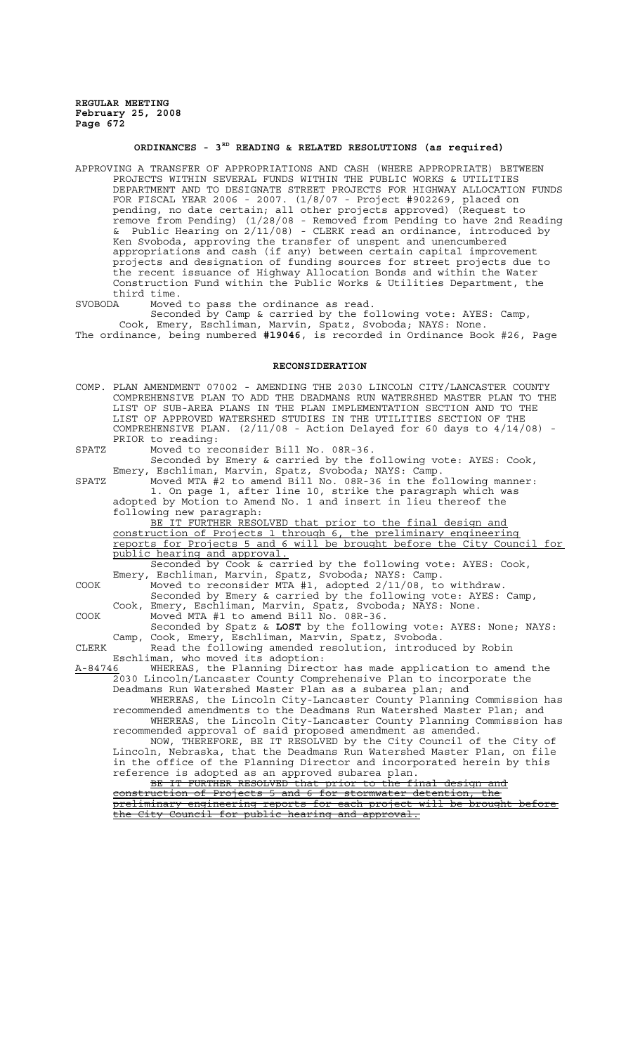## ORDINANCES - 3RD READING & RELATED RESOLUTIONS (as required)

APPROVING A TRANSFER OF APPROPRIATIONS AND CASH (WHERE APPROPRIATE) BETWEEN PROJECTS WITHIN SEVERAL FUNDS WITHIN THE PUBLIC WORKS & UTILITIES DEPARTMENT AND TO DESIGNATE STREET PROJECTS FOR HIGHWAY ALLOCATION FUNDS FOR FISCAL YEAR 2006 - 2007. (1/8/07 - Project #902269, placed on pending, no date certain; all other projects approved) (Request to remove from Pending) (1/28/08 - Removed from Pending to have 2nd Reading & Public Hearing on 2/11/08) - CLERK read an ordinance, introduced by Ken Svoboda, approving the transfer of unspent and unencumbered appropriations and cash (if any) between certain capital improvement projects and designation of funding sources for street projects due to the recent issuance of Highway Allocation Bonds and within the Water Construction Fund within the Public Works & Utilities Department, the third time.

SVOBODA Moved to pass the ordinance as read.

Seconded by Camp & carried by the following vote: AYES: Camp, Cook, Emery, Eschliman, Marvin, Spatz, Svoboda; NAYS: None.

The ordinance, being numbered **#19046**, is recorded in Ordinance Book #26, Page

## RECONSIDERATION

COMP. PLAN AMENDMENT 07002 - AMENDING THE 2030 LINCOLN CITY/LANCASTER COUNTY COMPREHENSIVE PLAN TO ADD THE DEADMANS RUN WATERSHED MASTER PLAN TO THE LIST OF SUB-AREA PLANS IN THE PLAN IMPLEMENTATION SECTION AND TO THE LIST OF APPROVED WATERSHED STUDIES IN THE UTILITIES SECTION OF THE COMPREHENSIVE PLAN. (2/11/08 - Action Delayed for 60 days to 4/14/08) - PRIOR to reading:

SPATZ Moved to reconsider Bill No. 08R-36.

Seconded by Emery & carried by the following vote: AYES: Cook, Emery, Eschliman, Marvin, Spatz, Svoboda; NAYS: Camp.

SPATZ Moved MTA #2 to amend Bill No. 08R-36 in the following manner:

1. On page 1, after line 10, strike the paragraph which was adopted by Motion to Amend No. 1 and insert in lieu thereof the following new paragraph:

<u>BE IT FURTHER RESOLVED that prior to the final design and construction of Projects 1 through 6, the preliminary engineering reports for Projects 5 and 6 will be brought before the City Council for public hearing and approval.</u>

Seconded by Cook & carried by the following vote: AYES: Cook, Emery, Eschliman, Marvin, Spatz, Svoboda; NAYS: Camp.

COOK Moved to reconsider MTA #1, adopted 2/11/08, to withdraw.

Seconded by Emery & carried by the following vote: AYES: Camp, Cook, Emery, Eschliman, Marvin, Spatz, Svoboda; NAYS: None.

COOK Moved MTA #1 to amend Bill No. 08R-36.

Seconded by Spatz & **LOST** by the following vote: AYES: None; NAYS: Camp, Cook, Emery, Eschliman, Marvin, Spatz, Svoboda.

CLERK Read the following amended resolution, introduced by Robin Eschliman, who moved its adoption:

<u>A-84746</u> WHEREAS, the Planning Director has made application to amend the 2030 Lincoln/Lancaster County Comprehensive Plan to incorporate the Deadmans Run Watershed Master Plan as a subarea plan; and

WHEREAS, the Lincoln City-Lancaster County Planning Commission has recommended amendments to the Deadmans Run Watershed Master Plan; and

WHEREAS, the Lincoln City-Lancaster County Planning Commission has recommended approval of said proposed amendment as amended.

NOW, THEREFORE, BE IT RESOLVED by the City Council of the City of Lincoln, Nebraska, that the Deadmans Run Watershed Master Plan, on file in the office of the Planning Director and incorporated herein by this reference is adopted as an approved subarea plan.

~~BE IT FURTHER RESOLVED that prior to the final design and construction of Projects 5 and 6 for stormwater detention, the preliminary engineering reports for each project will be brought before the City Council for public hearing and approval.~~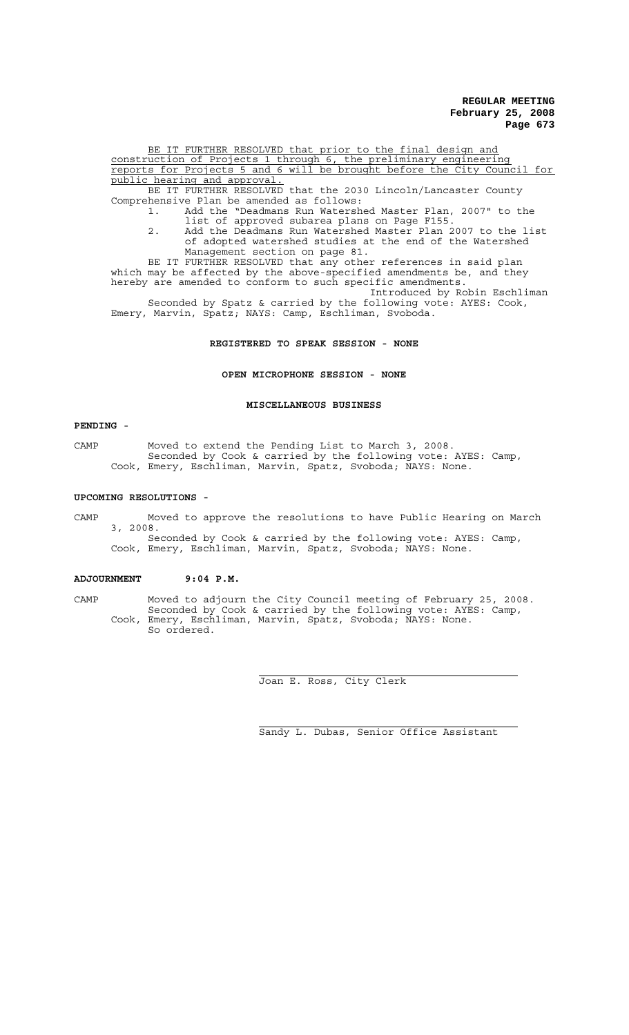BE IT FURTHER RESOLVED that prior to the final design and construction of Projects 1 through 6, the preliminary engineering reports for Projects 5 and 6 will be brought before the City Council for public hearing and approval.

BE IT FURTHER RESOLVED that the 2030 Lincoln/Lancaster County Comprehensive Plan be amended as follows:

1. Add the "Deadmans Run Watershed Master Plan, 2007" to the list of approved subarea plans on Page F155.
2. Add the Deadmans Run Watershed Master Plan 2007 to the list of adopted watershed studies at the end of the Watershed Management section on page 81.

BE IT FURTHER RESOLVED that any other references in said plan which may be affected by the above-specified amendments be, and they hereby are amended to conform to such specific amendments.

Introduced by Robin Eschliman

Seconded by Spatz & carried by the following vote: AYES: Cook, Emery, Marvin, Spatz; NAYS: Camp, Eschliman, Svoboda.

**REGISTERED TO SPEAK SESSION - NONE**

**OPEN MICROPHONE SESSION - NONE**

**MISCELLANEOUS BUSINESS**

**PENDING -**

CAMP Moved to extend the Pending List to March 3, 2008.
Seconded by Cook & carried by the following vote: AYES: Camp, Cook, Emery, Eschliman, Marvin, Spatz, Svoboda; NAYS: None.

**UPCOMING RESOLUTIONS -**

CAMP Moved to approve the resolutions to have Public Hearing on March 3, 2008.
Seconded by Cook & carried by the following vote: AYES: Camp, Cook, Emery, Eschliman, Marvin, Spatz, Svoboda; NAYS: None.

**ADJOURNMENT 9:04 P.M.**

CAMP Moved to adjourn the City Council meeting of February 25, 2008.
Seconded by Cook & carried by the following vote: AYES: Camp, Cook, Emery, Eschliman, Marvin, Spatz, Svoboda; NAYS: None.
So ordered.

Joan E. Ross, City Clerk

Sandy L. Dubas, Senior Office Assistant